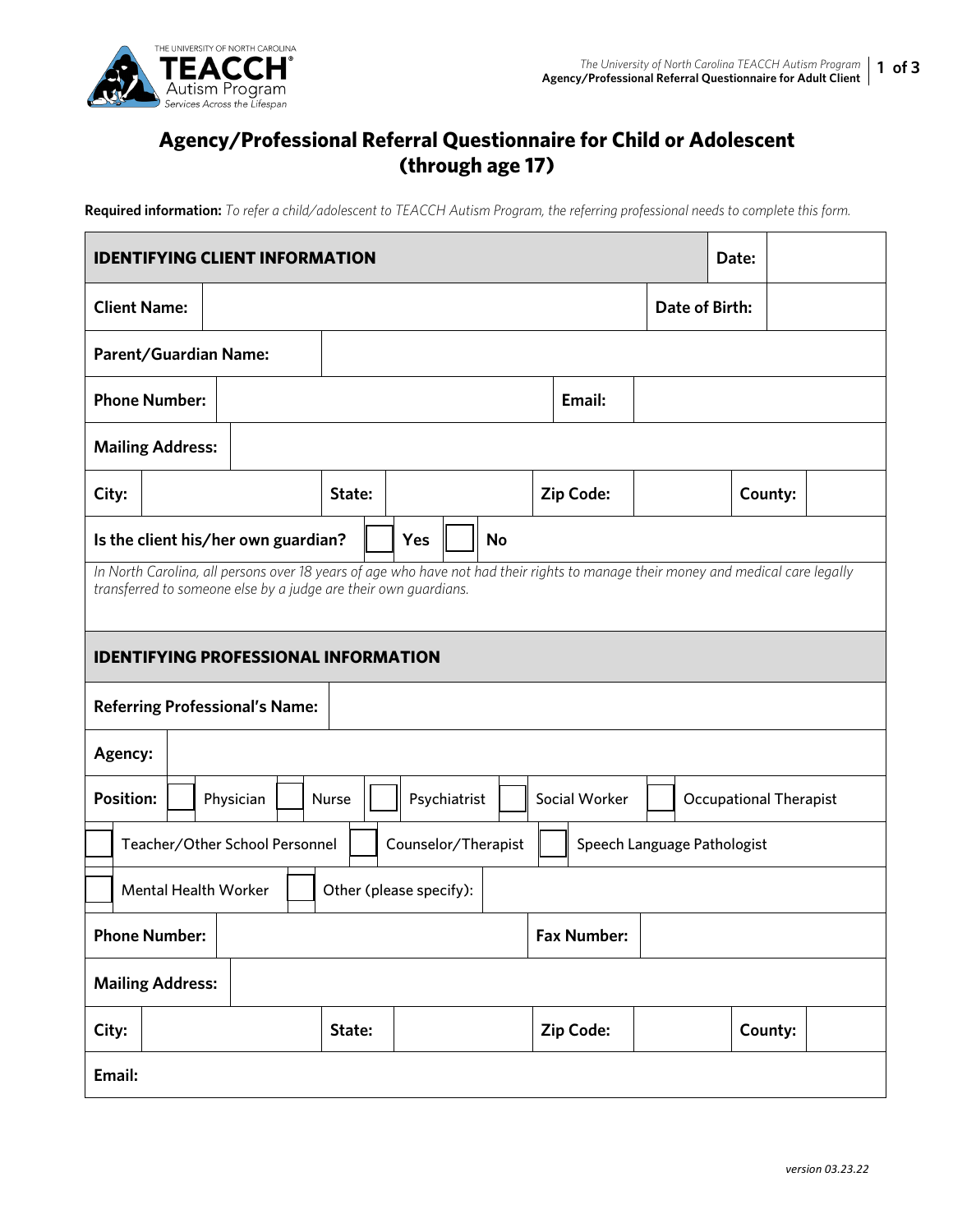# Agency/Professional Referral Questionnaire for Child or Adolescent (through age 17)

**Required information:** *To refer a child/adolescent to TEACCH Autism Program, the referring professional needs to complete this form.*

| **IDENTIFYING CLIENT INFORMATION** | | | | | | | **Date:** | |
|---|---|---|---|---|---|---|---|---|
| **Client Name:** | | | | | | | **Date of Birth:** | |
| **Parent/Guardian Name:** | | | | | | | | |
| **Phone Number:** | | | | **Email:** | | | | |
| **Mailing Address:** | | | | | | | | |
| **City:** | | **State:** | | **Zip Code:** | | **County:** | | |
| **Is the client his/her own guardian?** | ☐ **Yes** | ☐ **No** | | | | | | |

*In North Carolina, all persons over 18 years of age who have not had their rights to manage their money and medical care legally transferred to someone else by a judge are their own guardians.*

| **IDENTIFYING PROFESSIONAL INFORMATION** | | | | | | | |
|---|---|---|---|---|---|---|---|
| **Referring Professional's Name:** | | | | | | | |
| **Agency:** | | | | | | | |
| **Position:** | ☐ Physician | ☐ Nurse | ☐ Psychiatrist | ☐ Social Worker | ☐ Occupational Therapist | | |
| ☐ Teacher/Other School Personnel | ☐ Counselor/Therapist | ☐ Speech Language Pathologist | | | | | |
| ☐ Mental Health Worker | ☐ Other (please specify): | | | | | | |
| **Phone Number:** | | | **Fax Number:** | | | | |
| **Mailing Address:** | | | | | | | |
| **City:** | | **State:** | | **Zip Code:** | | **County:** | |
| **Email:** | | | | | | | |

*version 03.23.22*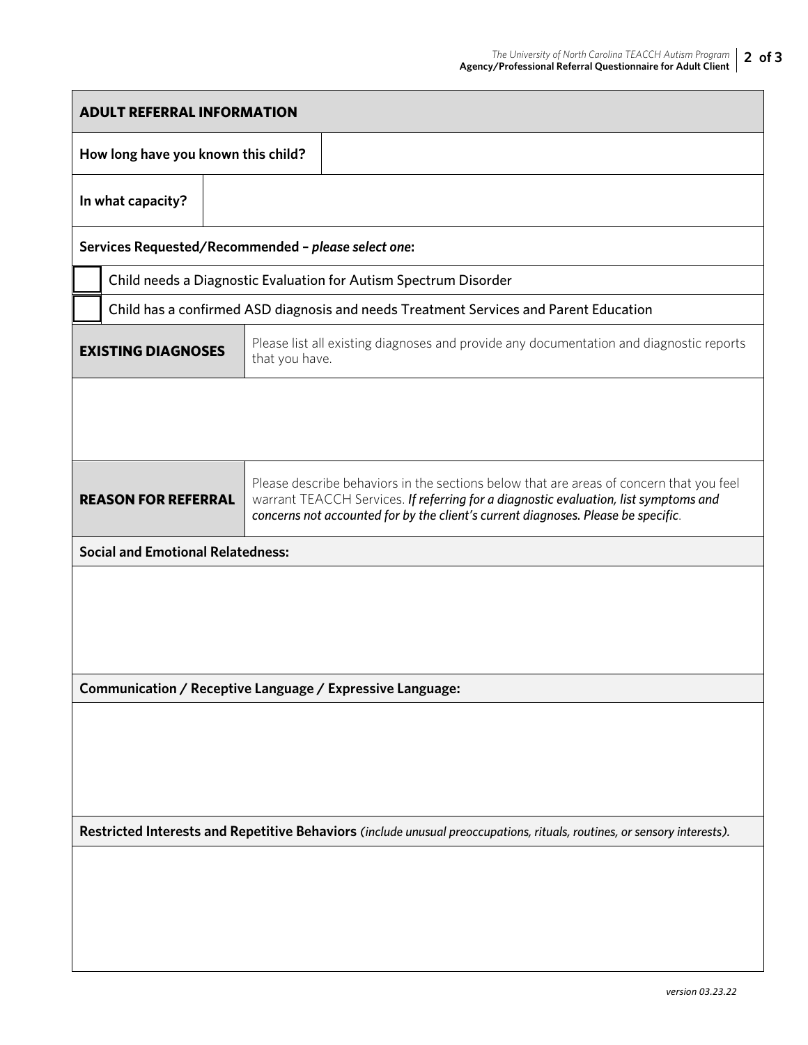## ADULT REFERRAL INFORMATION

| **How long have you known this child?** | |
|---|---|
| **In what capacity?** | |

**Services Requested/Recommended – *please select one*:**

- ☐ Child needs a Diagnostic Evaluation for Autism Spectrum Disorder
- ☐ Child has a confirmed ASD diagnosis and needs Treatment Services and Parent Education

| **EXISTING DIAGNOSES** | Please list all existing diagnoses and provide any documentation and diagnostic reports that you have. |
|---|---|
| | |

| **REASON FOR REFERRAL** | Please describe behaviors in the sections below that are areas of concern that you feel warrant TEACCH Services. ***If referring for a diagnostic evaluation, list symptoms and concerns not accounted for by the client's current diagnoses. Please be specific***. |
|---|---|

**Social and Emotional Relatedness:**

**Communication / Receptive Language / Expressive Language:**

**Restricted Interests and Repetitive Behaviors** *(include unusual preoccupations, rituals, routines, or sensory interests)*.

*version 03.23.22*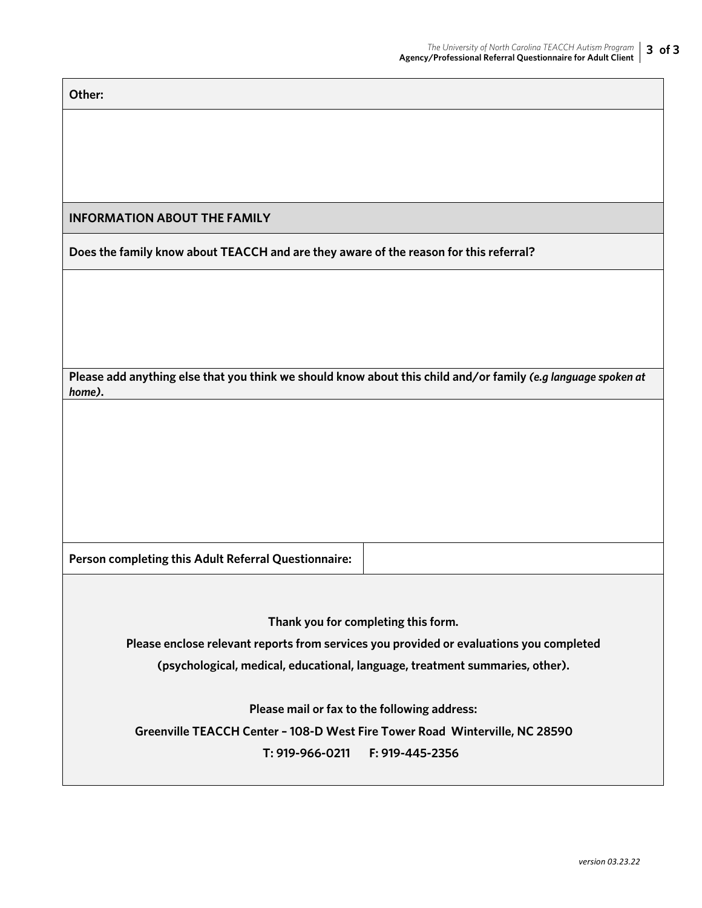**Other:**

## INFORMATION ABOUT THE FAMILY

**Does the family know about TEACCH and are they aware of the reason for this referral?**

**Please add anything else that you think we should know about this child and/or family *(e.g language spoken at home)*.**

| | |
|---|---|
| **Person completing this Adult Referral Questionnaire:** | |

**Thank you for completing this form.**

**Please enclose relevant reports from services you provided or evaluations you completed (psychological, medical, educational, language, treatment summaries, other).**

**Please mail or fax to the following address:**

**Greenville TEACCH Center – 108-D West Fire Tower Road Winterville, NC 28590**

**T: 919-966-0211 F: 919-445-2356**

*version 03.23.22*